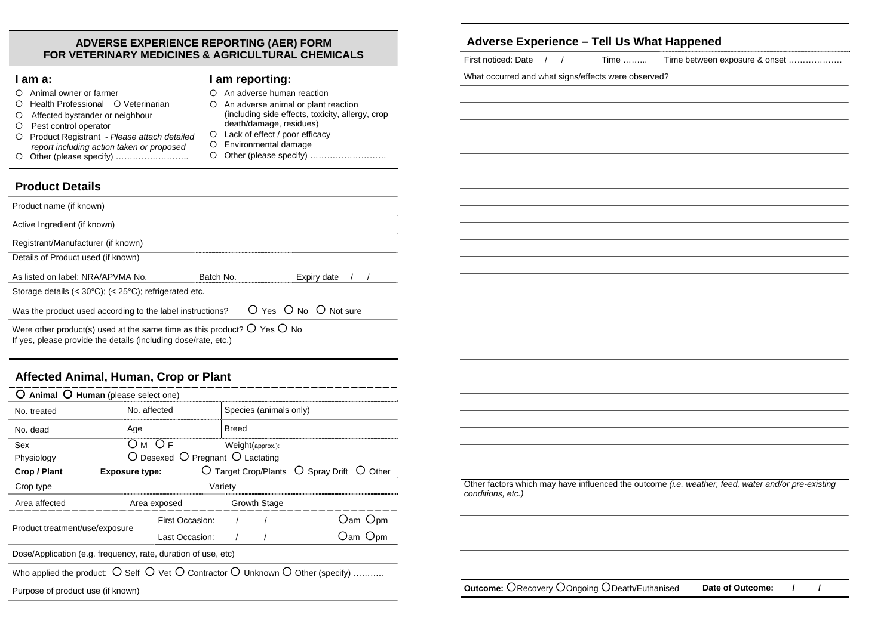# ADVERSE EXPERIENCE REPORTING (AER) FORM FOR VETERINARY MEDICINES & AGRICULTURAL CHEMICALS

**I am a:**

- O Animal owner or farmer
- O Health Professional O Veterinarian
- O Affected bystander or neighbour
- O Pest control operator
- O Product Registrant - *Please attach detailed report including action taken or proposed*
- O Other (please specify) ……………………..

**I am reporting:**

- O An adverse human reaction
- O An adverse animal or plant reaction (including side effects, toxicity, allergy, crop death/damage, residues)
- O Lack of effect / poor efficacy
- O Environmental damage
- O Other (please specify) ……………………..

## Product Details

Product name (if known)

Active Ingredient (if known)

Registrant/Manufacturer (if known)

Details of Product used (if known)

As listed on label: NRA/APVMA No. Batch No. Expiry date / /

Storage details (< 30°C); (< 25°C); refrigerated etc.

Was the product used according to the label instructions? O Yes O No O Not sure

Were other product(s) used at the same time as this product? O Yes O No
If yes, please provide the details (including dose/rate, etc.)

## Affected Animal, Human, Crop or Plant

**O Animal O Human** (please select one)

| | | |
|---|---|---|
| No. treated | No. affected | Species (animals only) |
| No. dead | Age | Breed |
| Sex | O M O F | Weight(approx.): |
| Physiology | O Desexed O Pregnant O Lactating | |
| **Crop / Plant** | **Exposure type:** | O Target Crop/Plants O Spray Drift O Other |
| Crop type | | Variety |
| Area affected | Area exposed | Growth Stage |

Product treatment/use/exposure
First Occasion: / / Oam Opm
Last Occasion: / / Oam Opm

Dose/Application (e.g. frequency, rate, duration of use, etc)

Who applied the product: O Self O Vet O Contractor O Unknown O Other (specify) ………..

Purpose of product use (if known)

## Adverse Experience – Tell Us What Happened

First noticed: Date / / Time …….. Time between exposure & onset ……………….

What occurred and what signs/effects were observed?

Other factors which may have influenced the outcome *(i.e. weather, feed, water and/or pre-existing conditions, etc.)*

**Outcome:** ORecovery OOngoing ODeath/Euthanised **Date of Outcome: / /**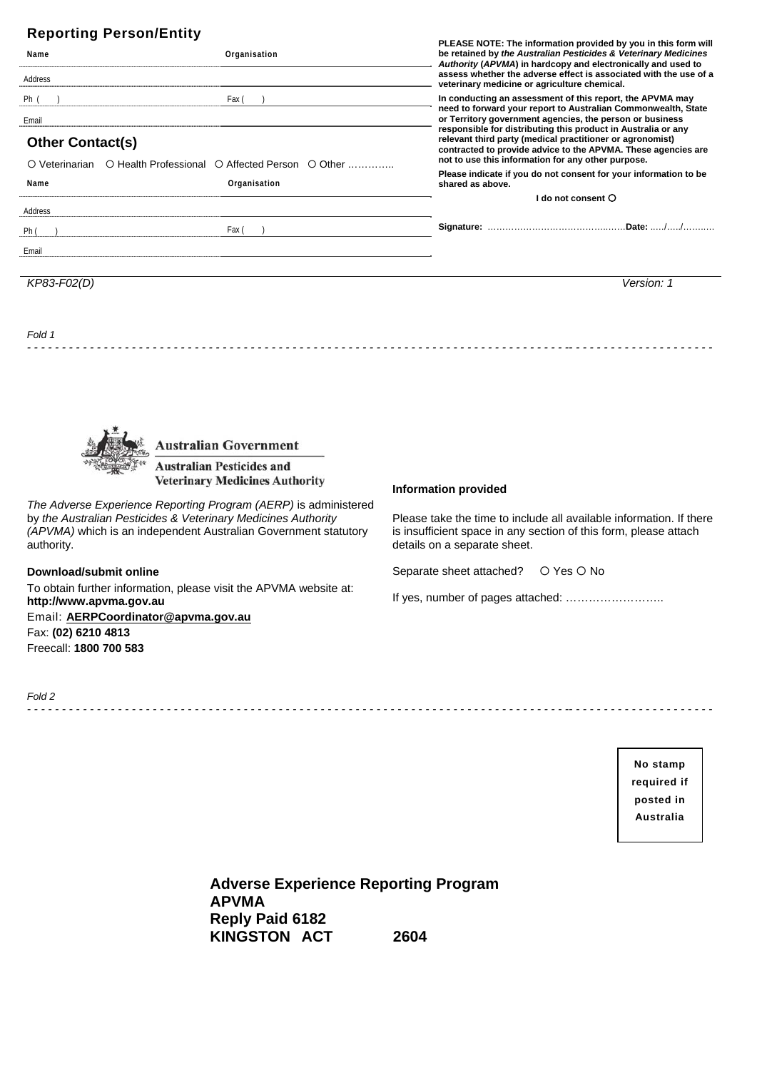## Reporting Person/Entity

Name Organisation

Address

Ph ( ) Fax ( )

Email

## Other Contact(s)

○ Veterinarian ○ Health Professional ○ Affected Person ○ Other …………..

Name Organisation

Address

Ph ( ) Fax ( )

Email

**PLEASE NOTE: The information provided by you in this form will be retained by *the Australian Pesticides & Veterinary Medicines Authority* (*APVMA*) in hardcopy and electronically and used to assess whether the adverse effect is associated with the use of a veterinary medicine or agriculture chemical.**

**In conducting an assessment of this report, the APVMA may need to forward your report to Australian Commonwealth, State or Territory government agencies, the person or business responsible for distributing this product in Australia or any relevant third party (medical practitioner or agronomist) contracted to provide advice to the APVMA. These agencies are not to use this information for any other purpose.**

**Please indicate if you do not consent for your information to be shared as above.**

**I do not consent ○**

**Signature:** ……………………………………….**Date:** …../…../……….

*KP83-F02(D)* *Version: 1*

*Fold 1*

Australian Government

Australian Pesticides and Veterinary Medicines Authority

*The Adverse Experience Reporting Program (AERP)* is administered by *the Australian Pesticides & Veterinary Medicines Authority (APVMA)* which is an independent Australian Government statutory authority.

**Download/submit online**

To obtain further information, please visit the APVMA website at: **http://www.apvma.gov.au**

Email: **AERPCoordinator@apvma.gov.au**

Fax: **(02) 6210 4813**

Freecall: **1800 700 583**

**Information provided**

Please take the time to include all available information. If there is insufficient space in any section of this form, please attach details on a separate sheet.

Separate sheet attached? ○ Yes ○ No

If yes, number of pages attached: ……………………..

*Fold 2*

**No stamp required if posted in Australia**

**Adverse Experience Reporting Program**
**APVMA**
**Reply Paid 6182**
**KINGSTON ACT 2604**